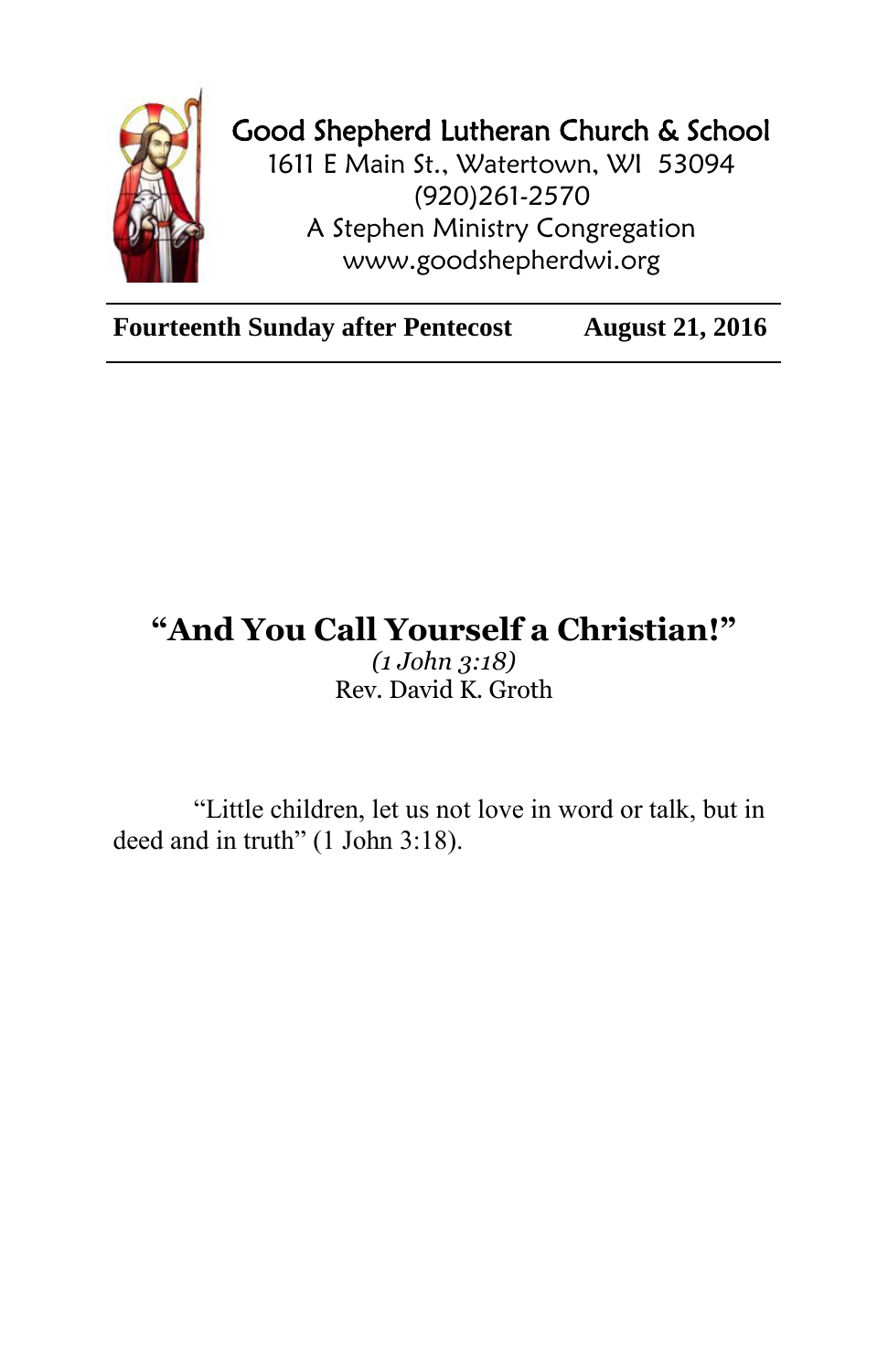Good Shepherd Lutheran Church & School
1611 E Main St., Watertown, WI 53094
(920)261-2570
A Stephen Ministry Congregation
www.goodshepherdwi.org

**Fourteenth Sunday after Pentecost** **August 21, 2016**

# "And You Call Yourself a Christian!"

*(1 John 3:18)*

Rev. David K. Groth

"Little children, let us not love in word or talk, but in deed and in truth" (1 John 3:18).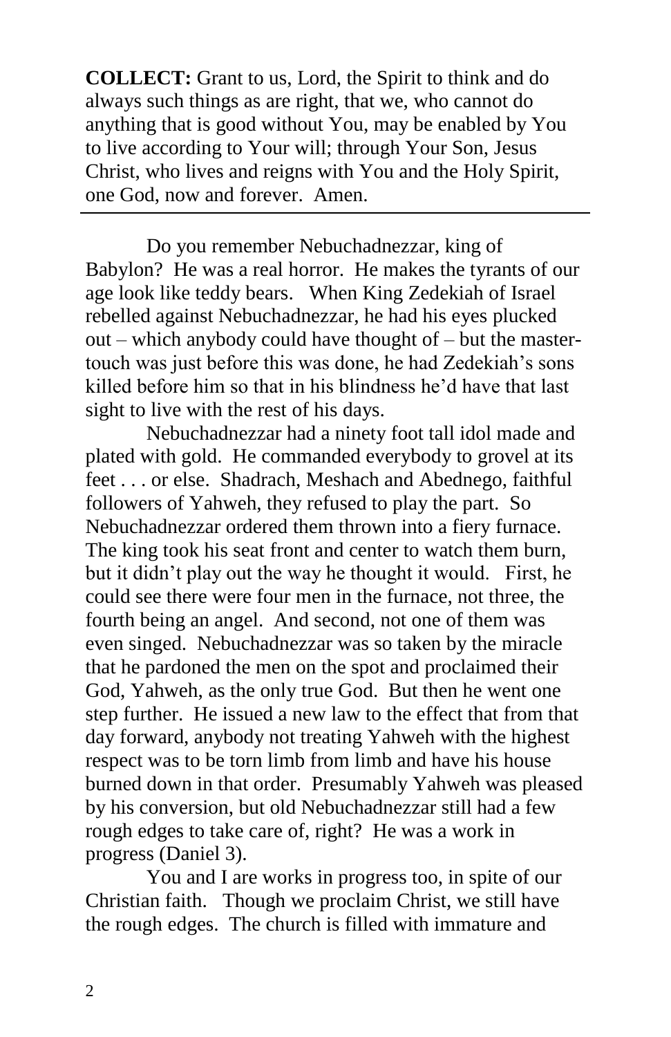**COLLECT:** Grant to us, Lord, the Spirit to think and do always such things as are right, that we, who cannot do anything that is good without You, may be enabled by You to live according to Your will; through Your Son, Jesus Christ, who lives and reigns with You and the Holy Spirit, one God, now and forever. Amen.

---

Do you remember Nebuchadnezzar, king of Babylon? He was a real horror. He makes the tyrants of our age look like teddy bears. When King Zedekiah of Israel rebelled against Nebuchadnezzar, he had his eyes plucked out – which anybody could have thought of – but the master-touch was just before this was done, he had Zedekiah's sons killed before him so that in his blindness he'd have that last sight to live with the rest of his days.

Nebuchadnezzar had a ninety foot tall idol made and plated with gold. He commanded everybody to grovel at its feet . . . or else. Shadrach, Meshach and Abednego, faithful followers of Yahweh, they refused to play the part. So Nebuchadnezzar ordered them thrown into a fiery furnace. The king took his seat front and center to watch them burn, but it didn't play out the way he thought it would. First, he could see there were four men in the furnace, not three, the fourth being an angel. And second, not one of them was even singed. Nebuchadnezzar was so taken by the miracle that he pardoned the men on the spot and proclaimed their God, Yahweh, as the only true God. But then he went one step further. He issued a new law to the effect that from that day forward, anybody not treating Yahweh with the highest respect was to be torn limb from limb and have his house burned down in that order. Presumably Yahweh was pleased by his conversion, but old Nebuchadnezzar still had a few rough edges to take care of, right? He was a work in progress (Daniel 3).

You and I are works in progress too, in spite of our Christian faith. Though we proclaim Christ, we still have the rough edges. The church is filled with immature and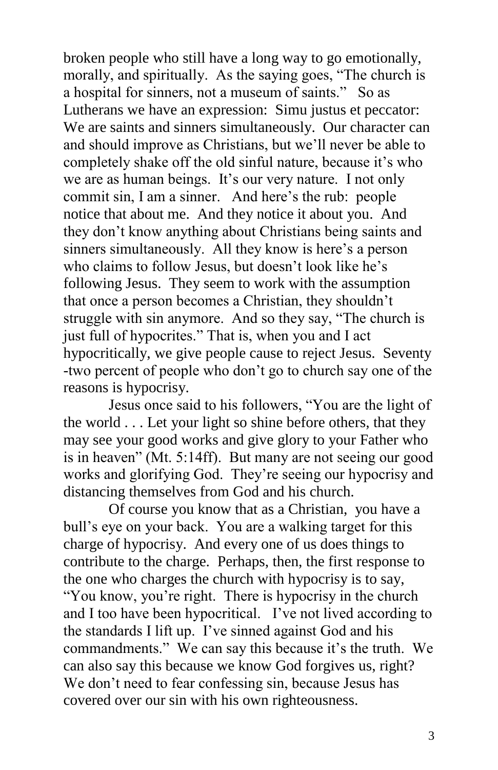broken people who still have a long way to go emotionally, morally, and spiritually. As the saying goes, "The church is a hospital for sinners, not a museum of saints." So as Lutherans we have an expression: Simu justus et peccator: We are saints and sinners simultaneously. Our character can and should improve as Christians, but we'll never be able to completely shake off the old sinful nature, because it's who we are as human beings. It's our very nature. I not only commit sin, I am a sinner. And here's the rub: people notice that about me. And they notice it about you. And they don't know anything about Christians being saints and sinners simultaneously. All they know is here's a person who claims to follow Jesus, but doesn't look like he's following Jesus. They seem to work with the assumption that once a person becomes a Christian, they shouldn't struggle with sin anymore. And so they say, "The church is just full of hypocrites." That is, when you and I act hypocritically, we give people cause to reject Jesus. Seventy -two percent of people who don't go to church say one of the reasons is hypocrisy.

Jesus once said to his followers, "You are the light of the world . . . Let your light so shine before others, that they may see your good works and give glory to your Father who is in heaven" (Mt. 5:14ff). But many are not seeing our good works and glorifying God. They're seeing our hypocrisy and distancing themselves from God and his church.

Of course you know that as a Christian, you have a bull's eye on your back. You are a walking target for this charge of hypocrisy. And every one of us does things to contribute to the charge. Perhaps, then, the first response to the one who charges the church with hypocrisy is to say, "You know, you're right. There is hypocrisy in the church and I too have been hypocritical. I've not lived according to the standards I lift up. I've sinned against God and his commandments." We can say this because it's the truth. We can also say this because we know God forgives us, right? We don't need to fear confessing sin, because Jesus has covered over our sin with his own righteousness.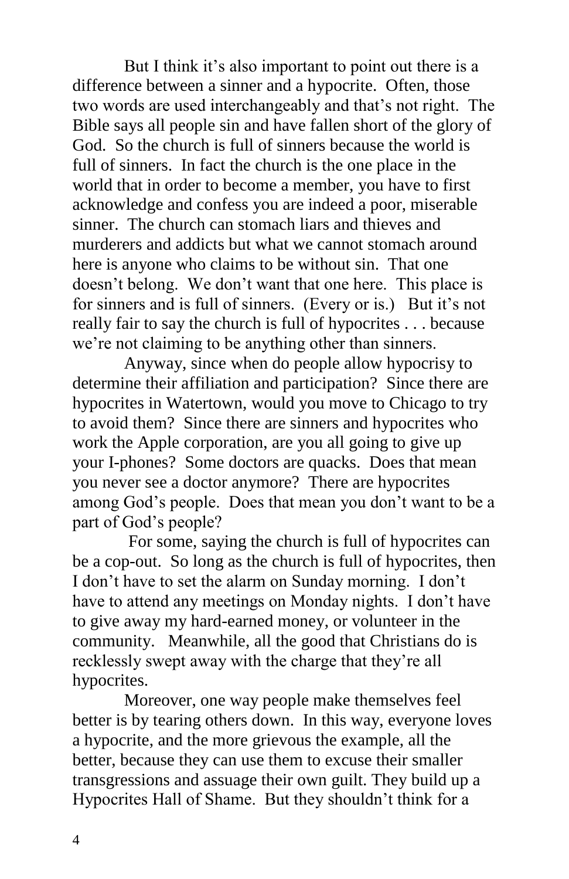But I think it's also important to point out there is a difference between a sinner and a hypocrite. Often, those two words are used interchangeably and that's not right. The Bible says all people sin and have fallen short of the glory of God. So the church is full of sinners because the world is full of sinners. In fact the church is the one place in the world that in order to become a member, you have to first acknowledge and confess you are indeed a poor, miserable sinner. The church can stomach liars and thieves and murderers and addicts but what we cannot stomach around here is anyone who claims to be without sin. That one doesn't belong. We don't want that one here. This place is for sinners and is full of sinners. (Every or is.) But it's not really fair to say the church is full of hypocrites . . . because we're not claiming to be anything other than sinners.

Anyway, since when do people allow hypocrisy to determine their affiliation and participation? Since there are hypocrites in Watertown, would you move to Chicago to try to avoid them? Since there are sinners and hypocrites who work the Apple corporation, are you all going to give up your I-phones? Some doctors are quacks. Does that mean you never see a doctor anymore? There are hypocrites among God's people. Does that mean you don't want to be a part of God's people?

For some, saying the church is full of hypocrites can be a cop-out. So long as the church is full of hypocrites, then I don't have to set the alarm on Sunday morning. I don't have to attend any meetings on Monday nights. I don't have to give away my hard-earned money, or volunteer in the community. Meanwhile, all the good that Christians do is recklessly swept away with the charge that they're all hypocrites.

Moreover, one way people make themselves feel better is by tearing others down. In this way, everyone loves a hypocrite, and the more grievous the example, all the better, because they can use them to excuse their smaller transgressions and assuage their own guilt. They build up a Hypocrites Hall of Shame. But they shouldn't think for a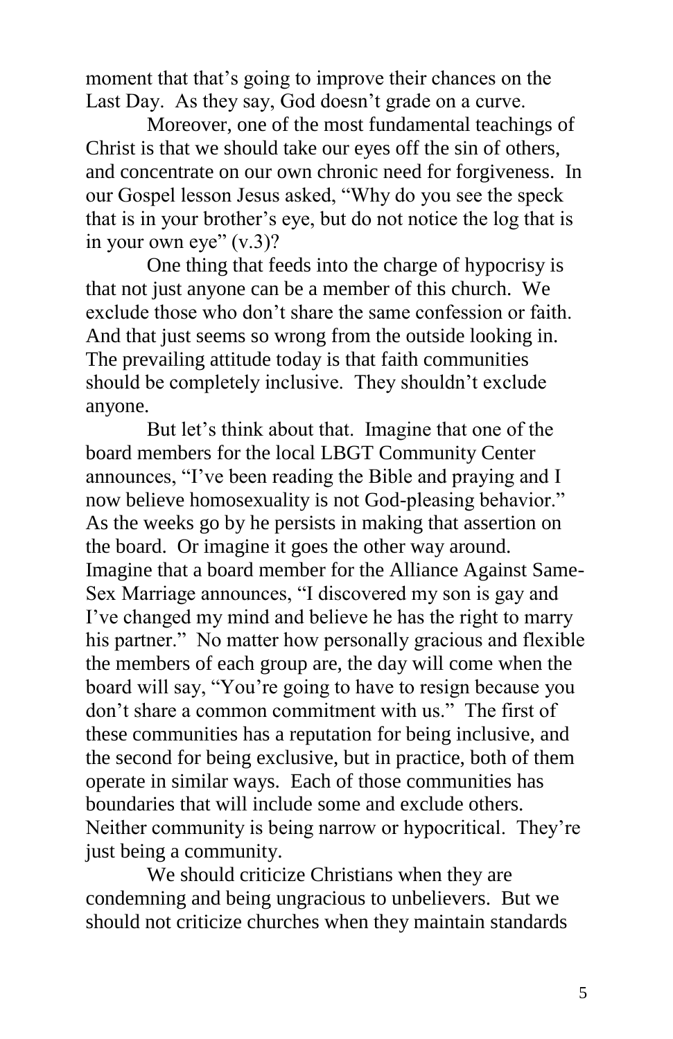moment that that's going to improve their chances on the Last Day. As they say, God doesn't grade on a curve.

Moreover, one of the most fundamental teachings of Christ is that we should take our eyes off the sin of others, and concentrate on our own chronic need for forgiveness. In our Gospel lesson Jesus asked, "Why do you see the speck that is in your brother's eye, but do not notice the log that is in your own eye" (v.3)?

One thing that feeds into the charge of hypocrisy is that not just anyone can be a member of this church. We exclude those who don't share the same confession or faith. And that just seems so wrong from the outside looking in. The prevailing attitude today is that faith communities should be completely inclusive. They shouldn't exclude anyone.

But let's think about that. Imagine that one of the board members for the local LBGT Community Center announces, "I've been reading the Bible and praying and I now believe homosexuality is not God-pleasing behavior." As the weeks go by he persists in making that assertion on the board. Or imagine it goes the other way around. Imagine that a board member for the Alliance Against Same-Sex Marriage announces, "I discovered my son is gay and I've changed my mind and believe he has the right to marry his partner." No matter how personally gracious and flexible the members of each group are, the day will come when the board will say, "You're going to have to resign because you don't share a common commitment with us." The first of these communities has a reputation for being inclusive, and the second for being exclusive, but in practice, both of them operate in similar ways. Each of those communities has boundaries that will include some and exclude others. Neither community is being narrow or hypocritical. They're just being a community.

We should criticize Christians when they are condemning and being ungracious to unbelievers. But we should not criticize churches when they maintain standards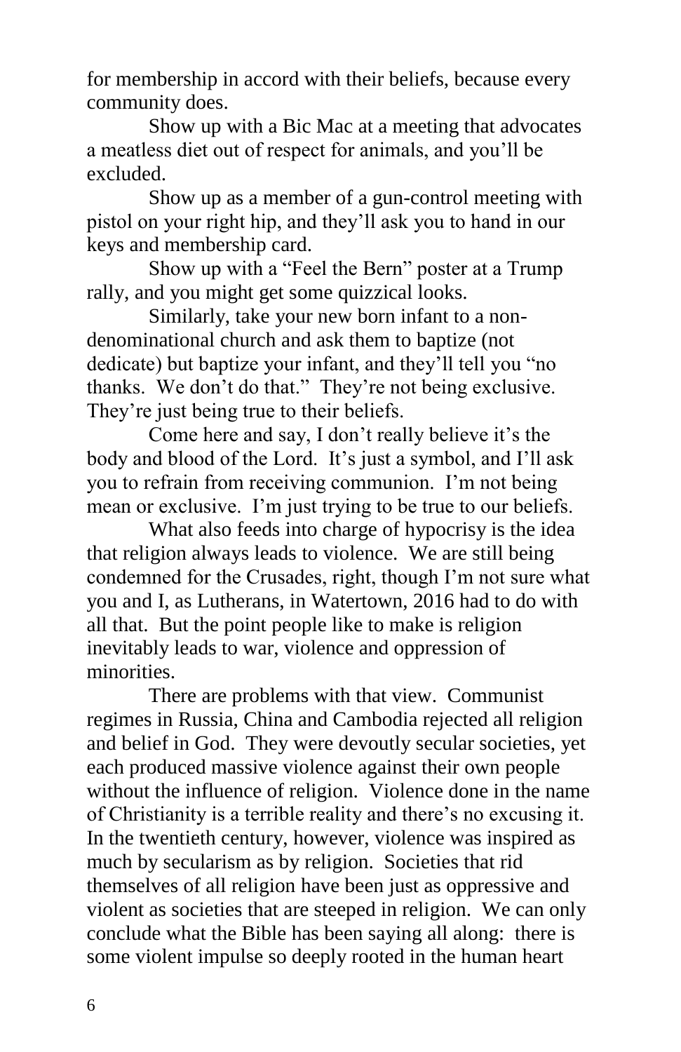for membership in accord with their beliefs, because every community does.

Show up with a Bic Mac at a meeting that advocates a meatless diet out of respect for animals, and you'll be excluded.

Show up as a member of a gun-control meeting with pistol on your right hip, and they'll ask you to hand in our keys and membership card.

Show up with a "Feel the Bern" poster at a Trump rally, and you might get some quizzical looks.

Similarly, take your new born infant to a non-denominational church and ask them to baptize (not dedicate) but baptize your infant, and they'll tell you "no thanks. We don't do that." They're not being exclusive. They're just being true to their beliefs.

Come here and say, I don't really believe it's the body and blood of the Lord. It's just a symbol, and I'll ask you to refrain from receiving communion. I'm not being mean or exclusive. I'm just trying to be true to our beliefs.

What also feeds into charge of hypocrisy is the idea that religion always leads to violence. We are still being condemned for the Crusades, right, though I'm not sure what you and I, as Lutherans, in Watertown, 2016 had to do with all that. But the point people like to make is religion inevitably leads to war, violence and oppression of minorities.

There are problems with that view. Communist regimes in Russia, China and Cambodia rejected all religion and belief in God. They were devoutly secular societies, yet each produced massive violence against their own people without the influence of religion. Violence done in the name of Christianity is a terrible reality and there's no excusing it. In the twentieth century, however, violence was inspired as much by secularism as by religion. Societies that rid themselves of all religion have been just as oppressive and violent as societies that are steeped in religion. We can only conclude what the Bible has been saying all along: there is some violent impulse so deeply rooted in the human heart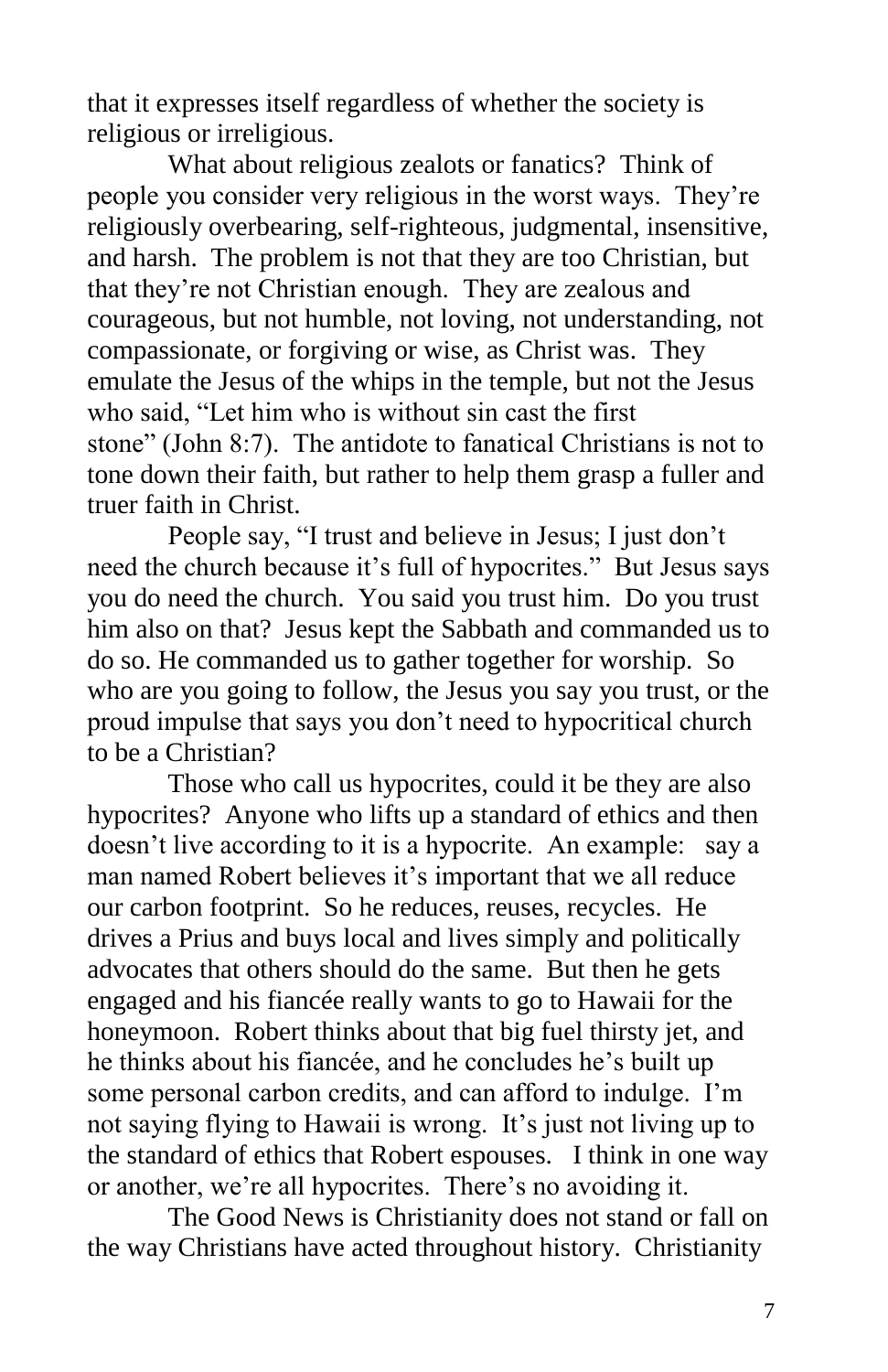that it expresses itself regardless of whether the society is religious or irreligious.

What about religious zealots or fanatics? Think of people you consider very religious in the worst ways. They're religiously overbearing, self-righteous, judgmental, insensitive, and harsh. The problem is not that they are too Christian, but that they're not Christian enough. They are zealous and courageous, but not humble, not loving, not understanding, not compassionate, or forgiving or wise, as Christ was. They emulate the Jesus of the whips in the temple, but not the Jesus who said, "Let him who is without sin cast the first stone" (John 8:7). The antidote to fanatical Christians is not to tone down their faith, but rather to help them grasp a fuller and truer faith in Christ.

People say, "I trust and believe in Jesus; I just don't need the church because it's full of hypocrites." But Jesus says you do need the church. You said you trust him. Do you trust him also on that? Jesus kept the Sabbath and commanded us to do so. He commanded us to gather together for worship. So who are you going to follow, the Jesus you say you trust, or the proud impulse that says you don't need to hypocritical church to be a Christian?

Those who call us hypocrites, could it be they are also hypocrites? Anyone who lifts up a standard of ethics and then doesn't live according to it is a hypocrite. An example: say a man named Robert believes it's important that we all reduce our carbon footprint. So he reduces, reuses, recycles. He drives a Prius and buys local and lives simply and politically advocates that others should do the same. But then he gets engaged and his fiancée really wants to go to Hawaii for the honeymoon. Robert thinks about that big fuel thirsty jet, and he thinks about his fiancée, and he concludes he's built up some personal carbon credits, and can afford to indulge. I'm not saying flying to Hawaii is wrong. It's just not living up to the standard of ethics that Robert espouses. I think in one way or another, we're all hypocrites. There's no avoiding it.

The Good News is Christianity does not stand or fall on the way Christians have acted throughout history. Christianity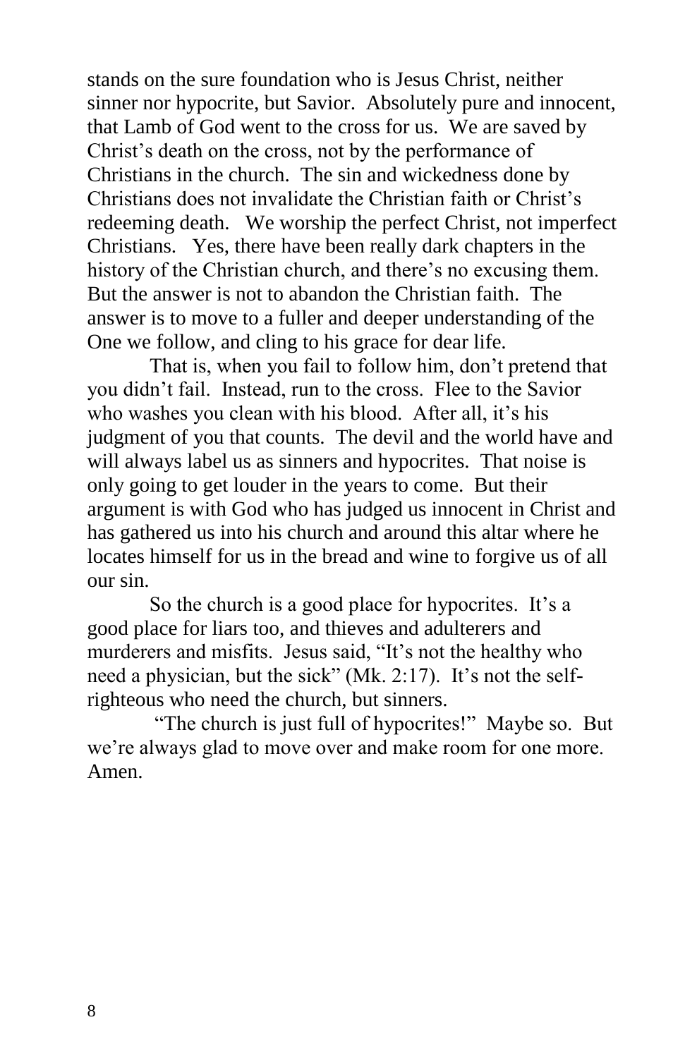stands on the sure foundation who is Jesus Christ, neither sinner nor hypocrite, but Savior. Absolutely pure and innocent, that Lamb of God went to the cross for us. We are saved by Christ's death on the cross, not by the performance of Christians in the church. The sin and wickedness done by Christians does not invalidate the Christian faith or Christ's redeeming death. We worship the perfect Christ, not imperfect Christians. Yes, there have been really dark chapters in the history of the Christian church, and there's no excusing them. But the answer is not to abandon the Christian faith. The answer is to move to a fuller and deeper understanding of the One we follow, and cling to his grace for dear life.

That is, when you fail to follow him, don't pretend that you didn't fail. Instead, run to the cross. Flee to the Savior who washes you clean with his blood. After all, it's his judgment of you that counts. The devil and the world have and will always label us as sinners and hypocrites. That noise is only going to get louder in the years to come. But their argument is with God who has judged us innocent in Christ and has gathered us into his church and around this altar where he locates himself for us in the bread and wine to forgive us of all our sin.

So the church is a good place for hypocrites. It's a good place for liars too, and thieves and adulterers and murderers and misfits. Jesus said, "It's not the healthy who need a physician, but the sick" (Mk. 2:17). It's not the self-righteous who need the church, but sinners.

"The church is just full of hypocrites!" Maybe so. But we're always glad to move over and make room for one more. Amen.